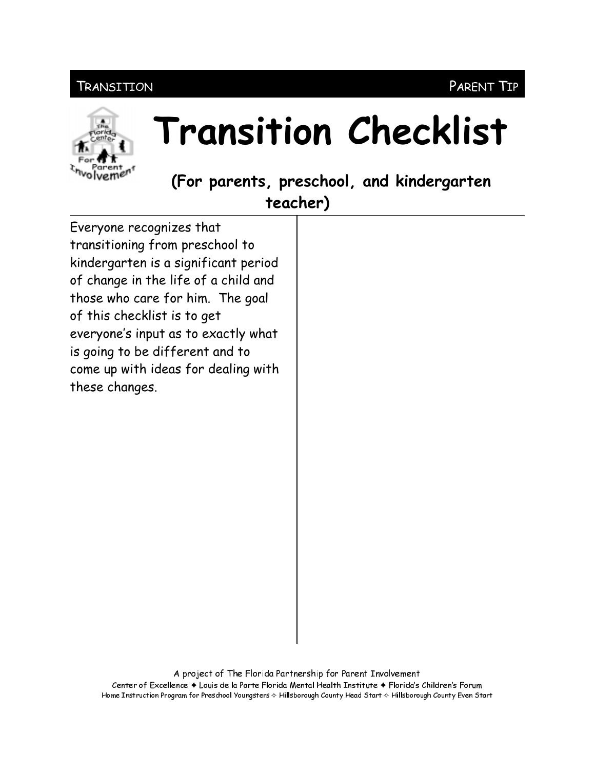# Transition Checklist

## (For parents, preschool, and kindergarten teacher)

Everyone recognizes that transitioning from preschool to kindergarten is a significant period of change in the life of a child and those who care for him. The goal of this checklist is to get everyone's input as to exactly what is going to be different and to come up with ideas for dealing with these changes.

A project of The Florida Partnership for Parent Involvement

Center of Excellence ✦ Louis de la Parte Florida Mental Health Institute ✦ Florida's Children's Forum

Home Instruction Program for Preschool Youngsters ✧ Hillsborough County Head Start ✧ Hillsborough County Even Start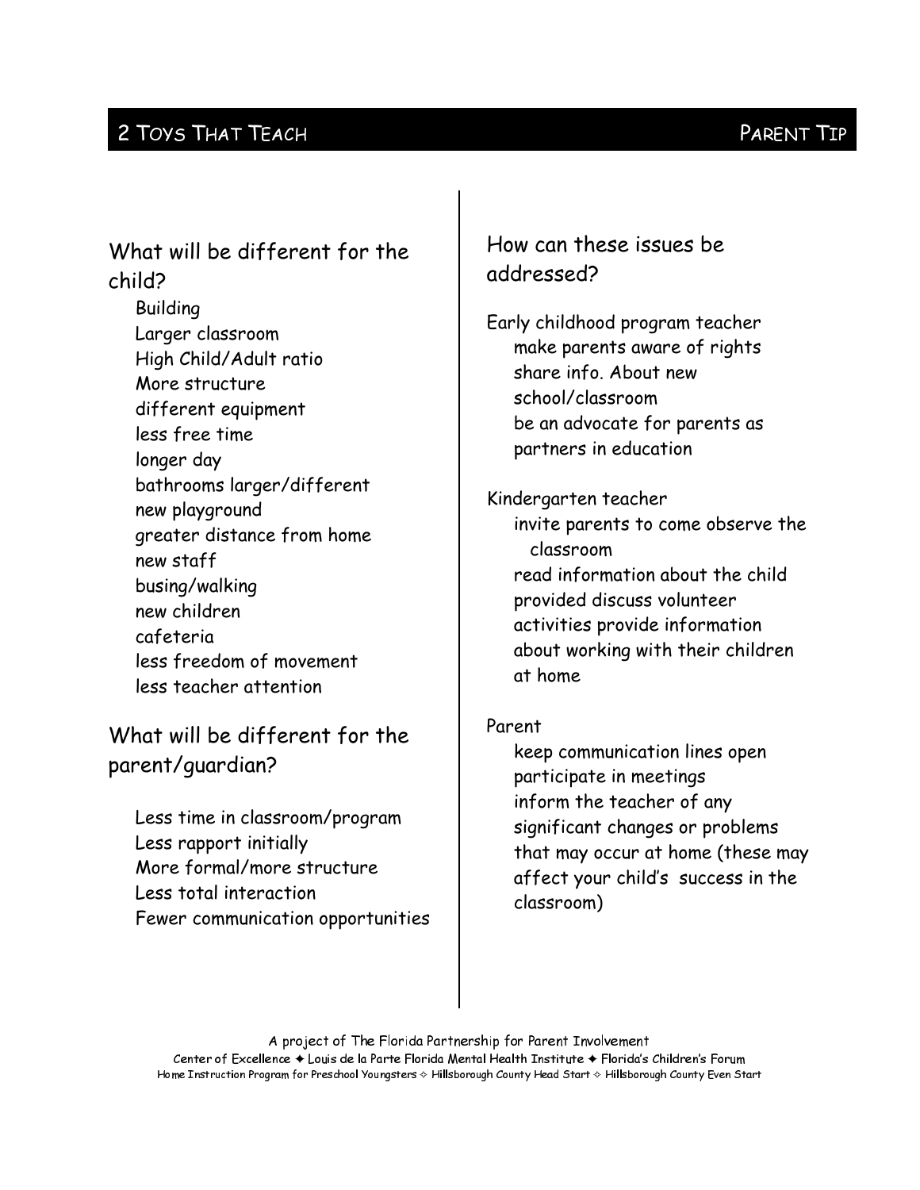## What will be different for the child?

- Building
- Larger classroom
- High Child/Adult ratio
- More structure
- different equipment
- less free time
- longer day
- bathrooms larger/different
- new playground
- greater distance from home
- new staff
- busing/walking
- new children
- cafeteria
- less freedom of movement
- less teacher attention

## What will be different for the parent/guardian?

- Less time in classroom/program
- Less rapport initially
- More formal/more structure
- Less total interaction
- Fewer communication opportunities

## How can these issues be addressed?

Early childhood program teacher

- make parents aware of rights
- share info. About new school/classroom
- be an advocate for parents as partners in education

Kindergarten teacher

- invite parents to come observe the classroom
- read information about the child provided discuss volunteer activities provide information about working with their children at home

Parent

- keep communication lines open
- participate in meetings
- inform the teacher of any significant changes or problems that may occur at home (these may affect your child's success in the classroom)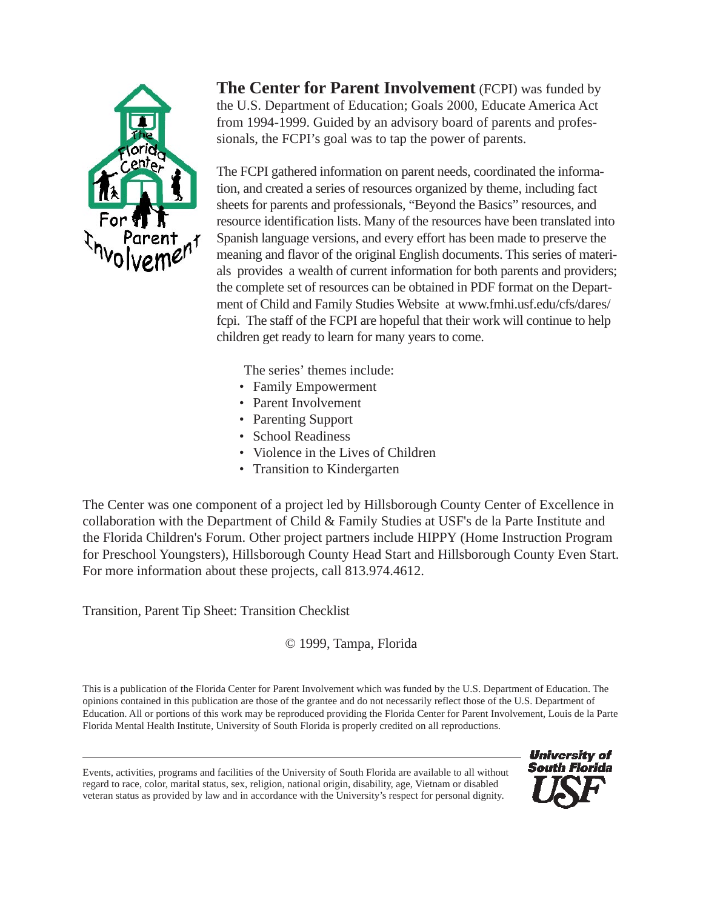**The Center for Parent Involvement** (FCPI) was funded by the U.S. Department of Education; Goals 2000, Educate America Act from 1994-1999. Guided by an advisory board of parents and professionals, the FCPI's goal was to tap the power of parents.

The FCPI gathered information on parent needs, coordinated the information, and created a series of resources organized by theme, including fact sheets for parents and professionals, "Beyond the Basics" resources, and resource identification lists. Many of the resources have been translated into Spanish language versions, and every effort has been made to preserve the meaning and flavor of the original English documents. This series of materials provides a wealth of current information for both parents and providers; the complete set of resources can be obtained in PDF format on the Department of Child and Family Studies Website at www.fmhi.usf.edu/cfs/dares/fcpi. The staff of the FCPI are hopeful that their work will continue to help children get ready to learn for many years to come.

The series' themes include:

- Family Empowerment
- Parent Involvement
- Parenting Support
- School Readiness
- Violence in the Lives of Children
- Transition to Kindergarten

The Center was one component of a project led by Hillsborough County Center of Excellence in collaboration with the Department of Child & Family Studies at USF's de la Parte Institute and the Florida Children's Forum. Other project partners include HIPPY (Home Instruction Program for Preschool Youngsters), Hillsborough County Head Start and Hillsborough County Even Start. For more information about these projects, call 813.974.4612.

Transition, Parent Tip Sheet: Transition Checklist

© 1999, Tampa, Florida

This is a publication of the Florida Center for Parent Involvement which was funded by the U.S. Department of Education. The opinions contained in this publication are those of the grantee and do not necessarily reflect those of the U.S. Department of Education. All or portions of this work may be reproduced providing the Florida Center for Parent Involvement, Louis de la Parte Florida Mental Health Institute, University of South Florida is properly credited on all reproductions.

---

Events, activities, programs and facilities of the University of South Florida are available to all without regard to race, color, marital status, sex, religion, national origin, disability, age, Vietnam or disabled veteran status as provided by law and in accordance with the University's respect for personal dignity.

University of South Florida
USF